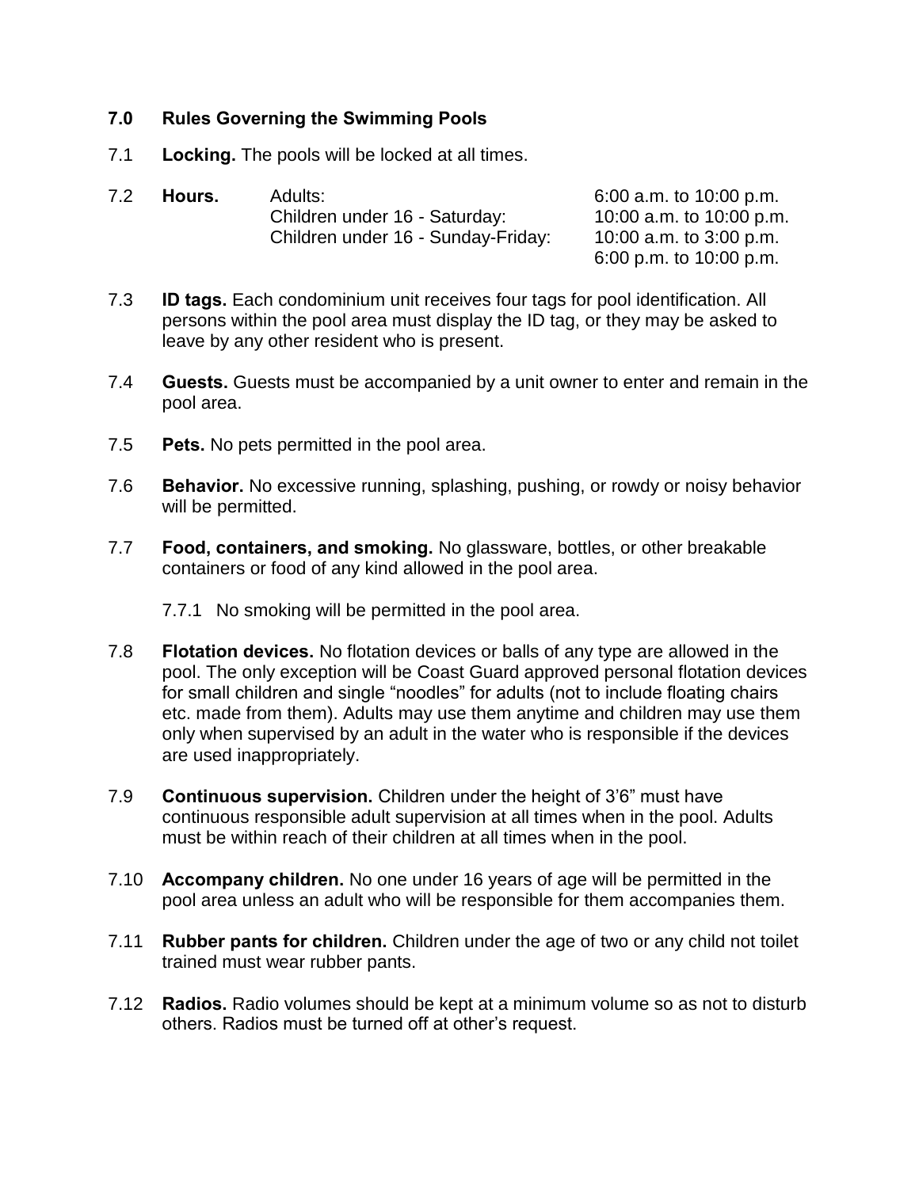## 7.0 Rules Governing the Swimming Pools

7.1 **Locking.** The pools will be locked at all times.

7.2 **Hours.**

| | |
|---|---|
| Adults: | 6:00 a.m. to 10:00 p.m. |
| Children under 16 - Saturday: | 10:00 a.m. to 10:00 p.m. |
| Children under 16 - Sunday-Friday: | 10:00 a.m. to 3:00 p.m.<br>6:00 p.m. to 10:00 p.m. |

7.3 **ID tags.** Each condominium unit receives four tags for pool identification. All persons within the pool area must display the ID tag, or they may be asked to leave by any other resident who is present.

7.4 **Guests.** Guests must be accompanied by a unit owner to enter and remain in the pool area.

7.5 **Pets.** No pets permitted in the pool area.

7.6 **Behavior.** No excessive running, splashing, pushing, or rowdy or noisy behavior will be permitted.

7.7 **Food, containers, and smoking.** No glassware, bottles, or other breakable containers or food of any kind allowed in the pool area.

7.7.1 No smoking will be permitted in the pool area.

7.8 **Flotation devices.** No flotation devices or balls of any type are allowed in the pool. The only exception will be Coast Guard approved personal flotation devices for small children and single "noodles" for adults (not to include floating chairs etc. made from them). Adults may use them anytime and children may use them only when supervised by an adult in the water who is responsible if the devices are used inappropriately.

7.9 **Continuous supervision.** Children under the height of 3'6" must have continuous responsible adult supervision at all times when in the pool. Adults must be within reach of their children at all times when in the pool.

7.10 **Accompany children.** No one under 16 years of age will be permitted in the pool area unless an adult who will be responsible for them accompanies them.

7.11 **Rubber pants for children.** Children under the age of two or any child not toilet trained must wear rubber pants.

7.12 **Radios.** Radio volumes should be kept at a minimum volume so as not to disturb others. Radios must be turned off at other's request.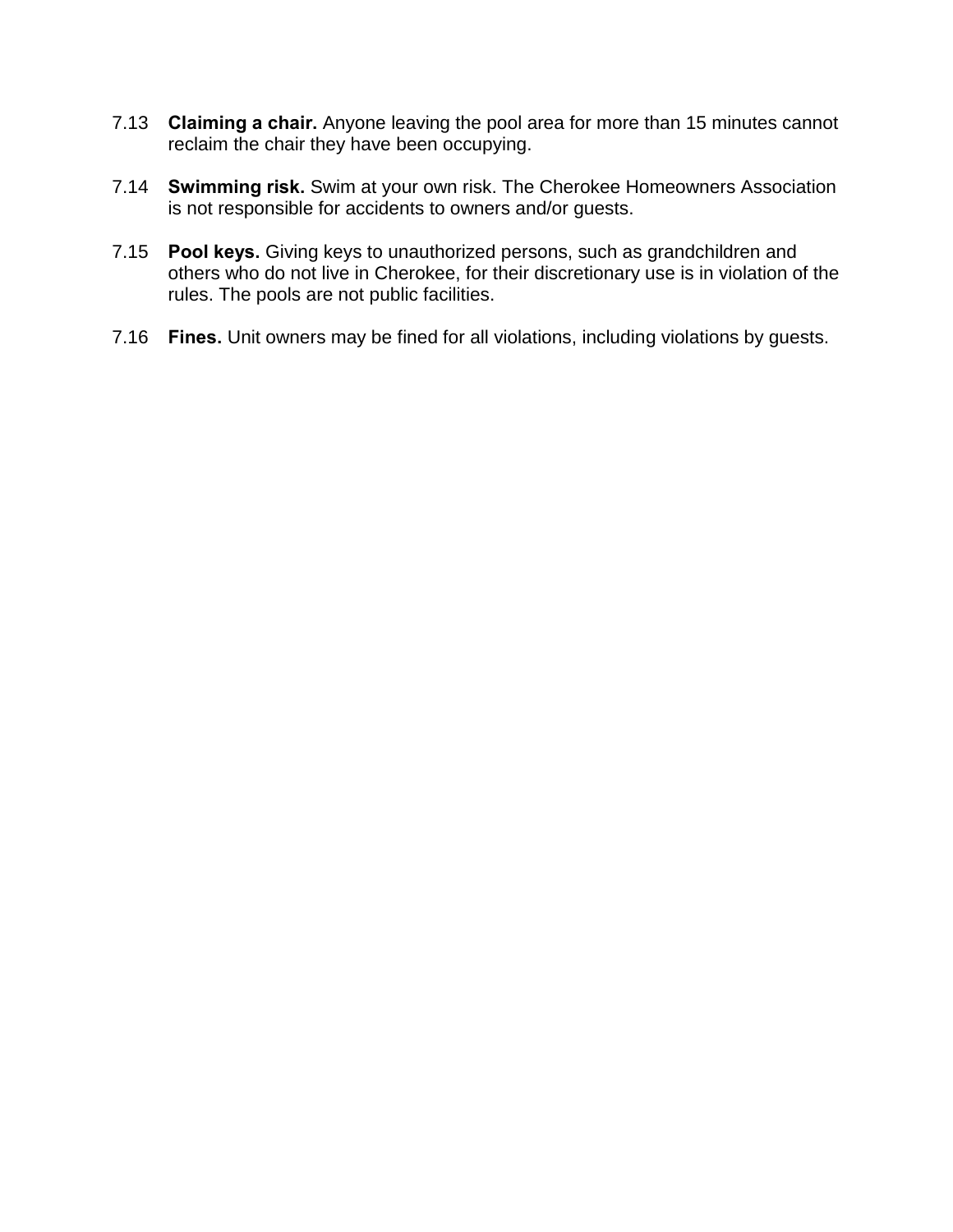7.13 **Claiming a chair.** Anyone leaving the pool area for more than 15 minutes cannot reclaim the chair they have been occupying.

7.14 **Swimming risk.** Swim at your own risk. The Cherokee Homeowners Association is not responsible for accidents to owners and/or guests.

7.15 **Pool keys.** Giving keys to unauthorized persons, such as grandchildren and others who do not live in Cherokee, for their discretionary use is in violation of the rules. The pools are not public facilities.

7.16 **Fines.** Unit owners may be fined for all violations, including violations by guests.